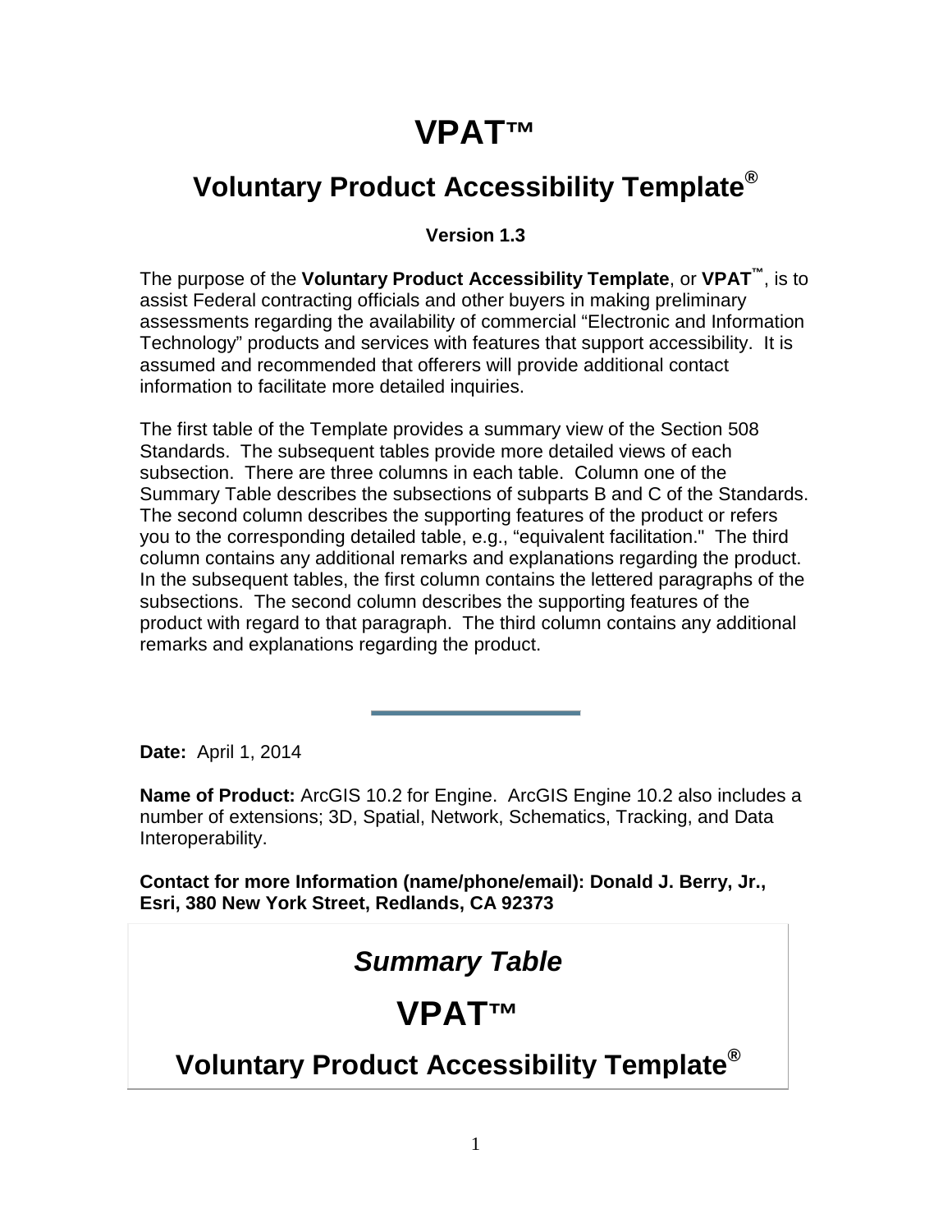# VPAT™

## Voluntary Product Accessibility Template®

**Version 1.3**

The purpose of the **Voluntary Product Accessibility Template**, or **VPAT™**, is to assist Federal contracting officials and other buyers in making preliminary assessments regarding the availability of commercial "Electronic and Information Technology" products and services with features that support accessibility. It is assumed and recommended that offerers will provide additional contact information to facilitate more detailed inquiries.

The first table of the Template provides a summary view of the Section 508 Standards. The subsequent tables provide more detailed views of each subsection. There are three columns in each table. Column one of the Summary Table describes the subsections of subparts B and C of the Standards. The second column describes the supporting features of the product or refers you to the corresponding detailed table, e.g., "equivalent facilitation." The third column contains any additional remarks and explanations regarding the product. In the subsequent tables, the first column contains the lettered paragraphs of the subsections. The second column describes the supporting features of the product with regard to that paragraph. The third column contains any additional remarks and explanations regarding the product.

---

**Date:** April 1, 2014

**Name of Product:** ArcGIS 10.2 for Engine. ArcGIS Engine 10.2 also includes a number of extensions; 3D, Spatial, Network, Schematics, Tracking, and Data Interoperability.

**Contact for more Information (name/phone/email): Donald J. Berry, Jr., Esri, 380 New York Street, Redlands, CA 92373**

## *Summary Table*

# VPAT™

## Voluntary Product Accessibility Template®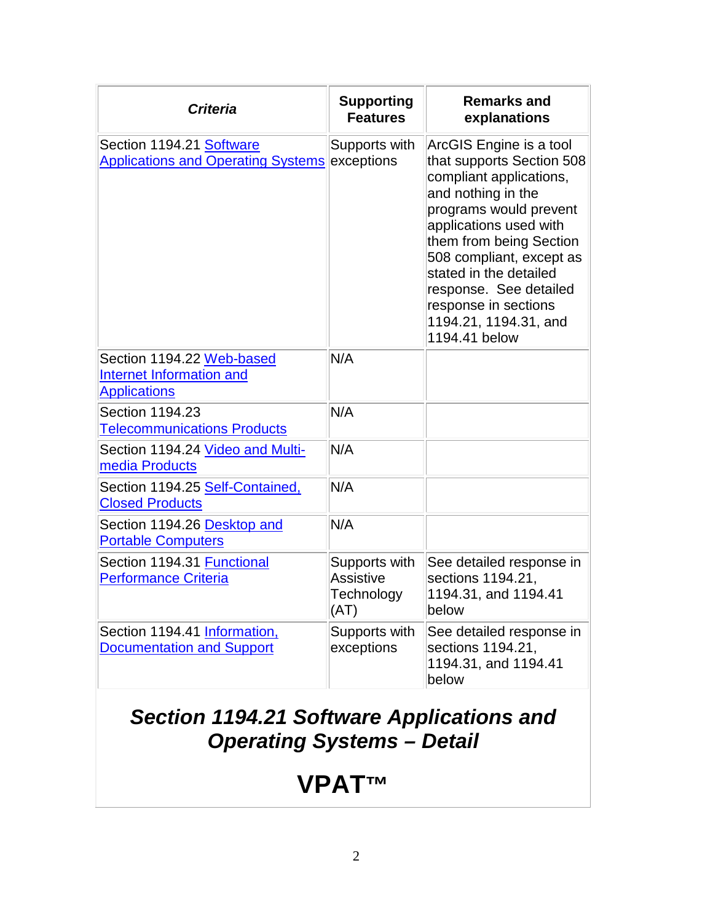| *Criteria* | **Supporting Features** | **Remarks and explanations** |
|---|---|---|
| Section 1194.21 Software Applications and Operating Systems | Supports with exceptions | ArcGIS Engine is a tool that supports Section 508 compliant applications, and nothing in the programs would prevent applications used with them from being Section 508 compliant, except as stated in the detailed response. See detailed response in sections 1194.21, 1194.31, and 1194.41 below |
| Section 1194.22 Web-based Internet Information and Applications | N/A | |
| Section 1194.23 Telecommunications Products | N/A | |
| Section 1194.24 Video and Multi-media Products | N/A | |
| Section 1194.25 Self-Contained, Closed Products | N/A | |
| Section 1194.26 Desktop and Portable Computers | N/A | |
| Section 1194.31 Functional Performance Criteria | Supports with Assistive Technology (AT) | See detailed response in sections 1194.21, 1194.31, and 1194.41 below |
| Section 1194.41 Information, Documentation and Support | Supports with exceptions | See detailed response in sections 1194.21, 1194.31, and 1194.41 below |

## *Section 1194.21 Software Applications and Operating Systems – Detail*

# VPAT™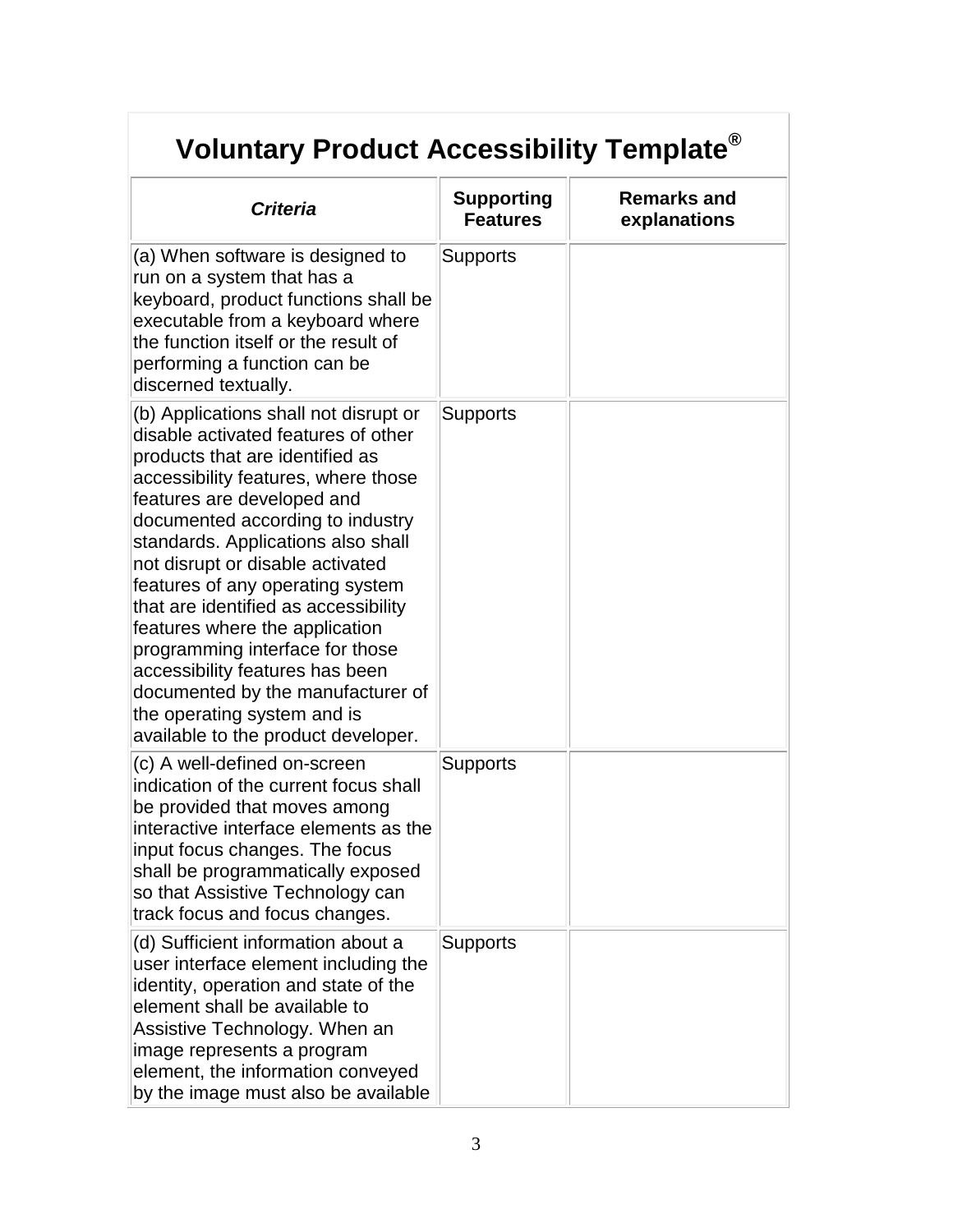# Voluntary Product Accessibility Template®

| *Criteria* | Supporting Features | Remarks and explanations |
|---|---|---|
| (a) When software is designed to run on a system that has a keyboard, product functions shall be executable from a keyboard where the function itself or the result of performing a function can be discerned textually. | Supports | |
| (b) Applications shall not disrupt or disable activated features of other products that are identified as accessibility features, where those features are developed and documented according to industry standards. Applications also shall not disrupt or disable activated features of any operating system that are identified as accessibility features where the application programming interface for those accessibility features has been documented by the manufacturer of the operating system and is available to the product developer. | Supports | |
| (c) A well-defined on-screen indication of the current focus shall be provided that moves among interactive interface elements as the input focus changes. The focus shall be programmatically exposed so that Assistive Technology can track focus and focus changes. | Supports | |
| (d) Sufficient information about a user interface element including the identity, operation and state of the element shall be available to Assistive Technology. When an image represents a program element, the information conveyed by the image must also be available | Supports | |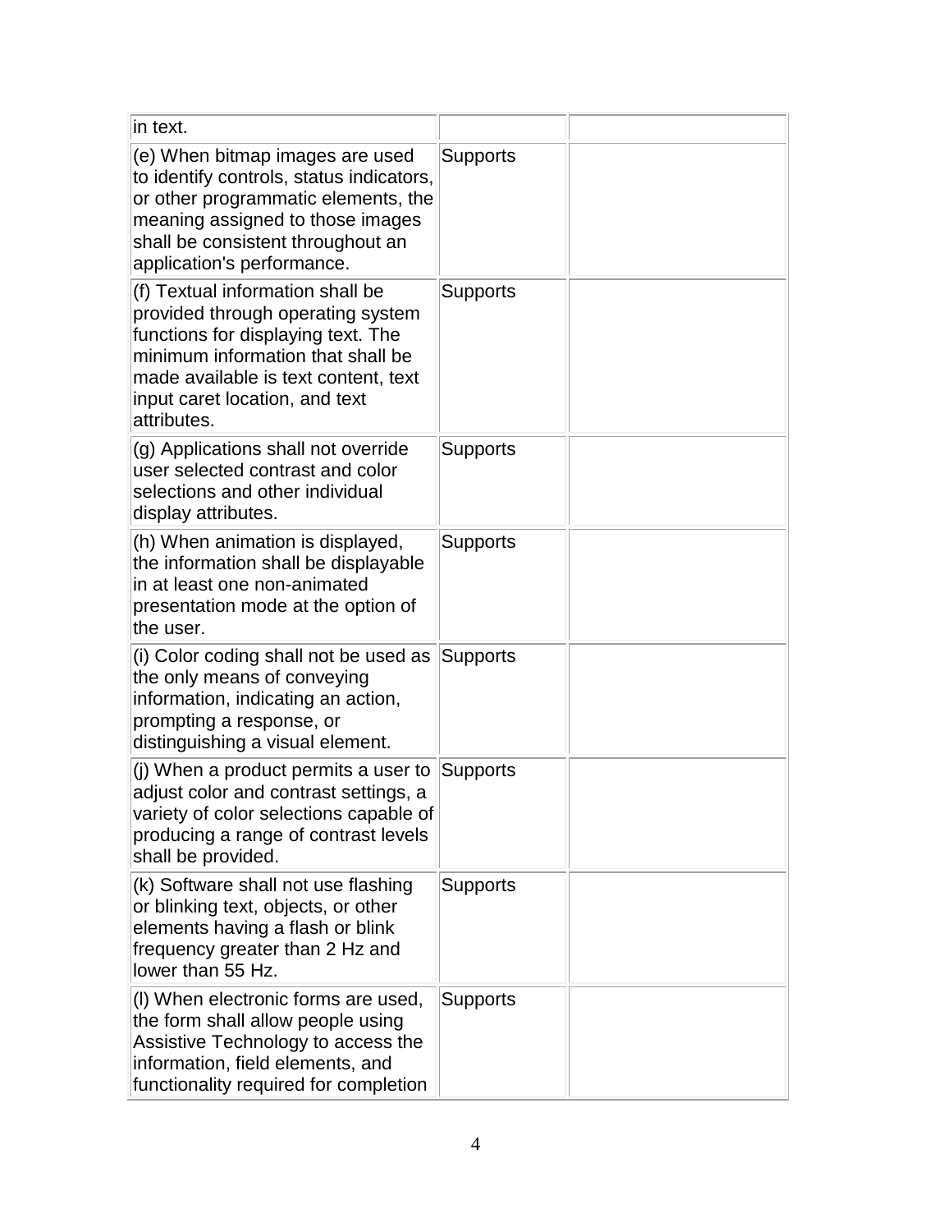| | | |
|---|---|---|
| in text. | | |
| (e) When bitmap images are used to identify controls, status indicators, or other programmatic elements, the meaning assigned to those images shall be consistent throughout an application's performance. | Supports | |
| (f) Textual information shall be provided through operating system functions for displaying text. The minimum information that shall be made available is text content, text input caret location, and text attributes. | Supports | |
| (g) Applications shall not override user selected contrast and color selections and other individual display attributes. | Supports | |
| (h) When animation is displayed, the information shall be displayable in at least one non-animated presentation mode at the option of the user. | Supports | |
| (i) Color coding shall not be used as the only means of conveying information, indicating an action, prompting a response, or distinguishing a visual element. | Supports | |
| (j) When a product permits a user to adjust color and contrast settings, a variety of color selections capable of producing a range of contrast levels shall be provided. | Supports | |
| (k) Software shall not use flashing or blinking text, objects, or other elements having a flash or blink frequency greater than 2 Hz and lower than 55 Hz. | Supports | |
| (l) When electronic forms are used, the form shall allow people using Assistive Technology to access the information, field elements, and functionality required for completion | Supports | |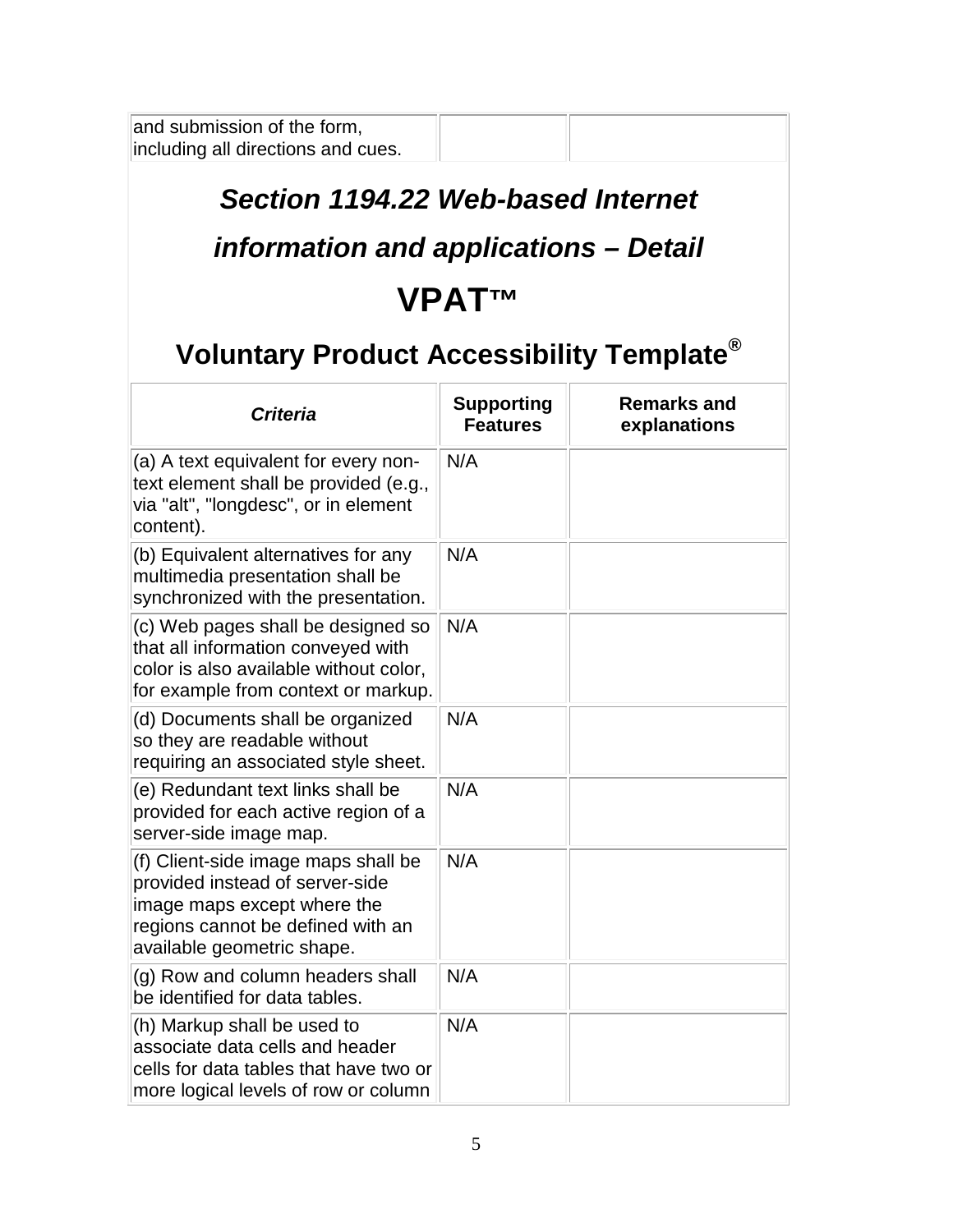| | | |
|---|---|---|
| and submission of the form, including all directions and cues. | | |

## *Section 1194.22 Web-based Internet information and applications – Detail*

# VPAT™

## Voluntary Product Accessibility Template®

| *Criteria* | **Supporting Features** | **Remarks and explanations** |
|---|---|---|
| (a) A text equivalent for every non-text element shall be provided (e.g., via "alt", "longdesc", or in element content). | N/A | |
| (b) Equivalent alternatives for any multimedia presentation shall be synchronized with the presentation. | N/A | |
| (c) Web pages shall be designed so that all information conveyed with color is also available without color, for example from context or markup. | N/A | |
| (d) Documents shall be organized so they are readable without requiring an associated style sheet. | N/A | |
| (e) Redundant text links shall be provided for each active region of a server-side image map. | N/A | |
| (f) Client-side image maps shall be provided instead of server-side image maps except where the regions cannot be defined with an available geometric shape. | N/A | |
| (g) Row and column headers shall be identified for data tables. | N/A | |
| (h) Markup shall be used to associate data cells and header cells for data tables that have two or more logical levels of row or column | N/A | |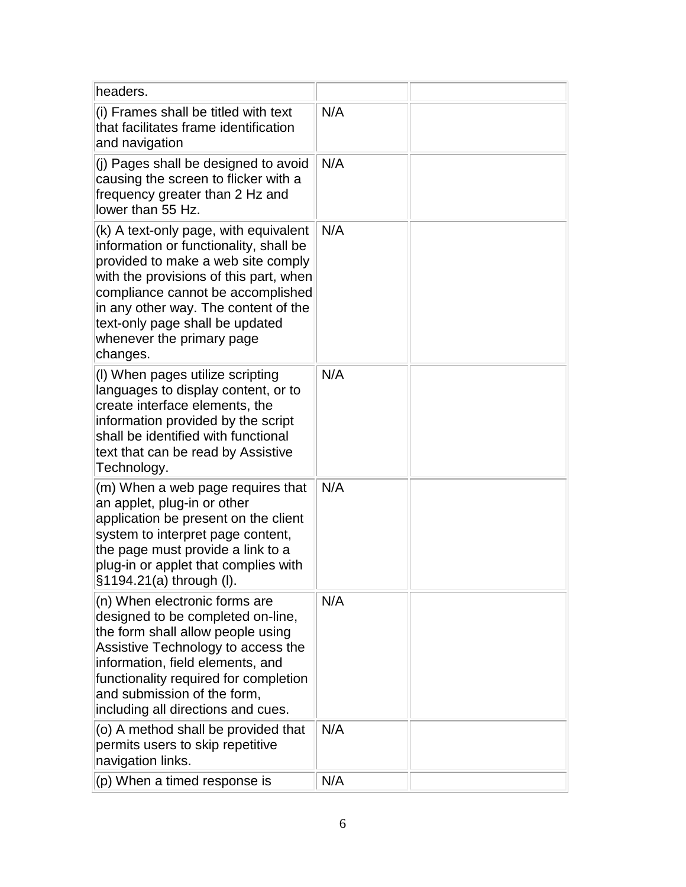| | | |
|---|---|---|
| headers. | | |
| (i) Frames shall be titled with text that facilitates frame identification and navigation | N/A | |
| (j) Pages shall be designed to avoid causing the screen to flicker with a frequency greater than 2 Hz and lower than 55 Hz. | N/A | |
| (k) A text-only page, with equivalent information or functionality, shall be provided to make a web site comply with the provisions of this part, when compliance cannot be accomplished in any other way. The content of the text-only page shall be updated whenever the primary page changes. | N/A | |
| (l) When pages utilize scripting languages to display content, or to create interface elements, the information provided by the script shall be identified with functional text that can be read by Assistive Technology. | N/A | |
| (m) When a web page requires that an applet, plug-in or other application be present on the client system to interpret page content, the page must provide a link to a plug-in or applet that complies with §1194.21(a) through (l). | N/A | |
| (n) When electronic forms are designed to be completed on-line, the form shall allow people using Assistive Technology to access the information, field elements, and functionality required for completion and submission of the form, including all directions and cues. | N/A | |
| (o) A method shall be provided that permits users to skip repetitive navigation links. | N/A | |
| (p) When a timed response is | N/A | |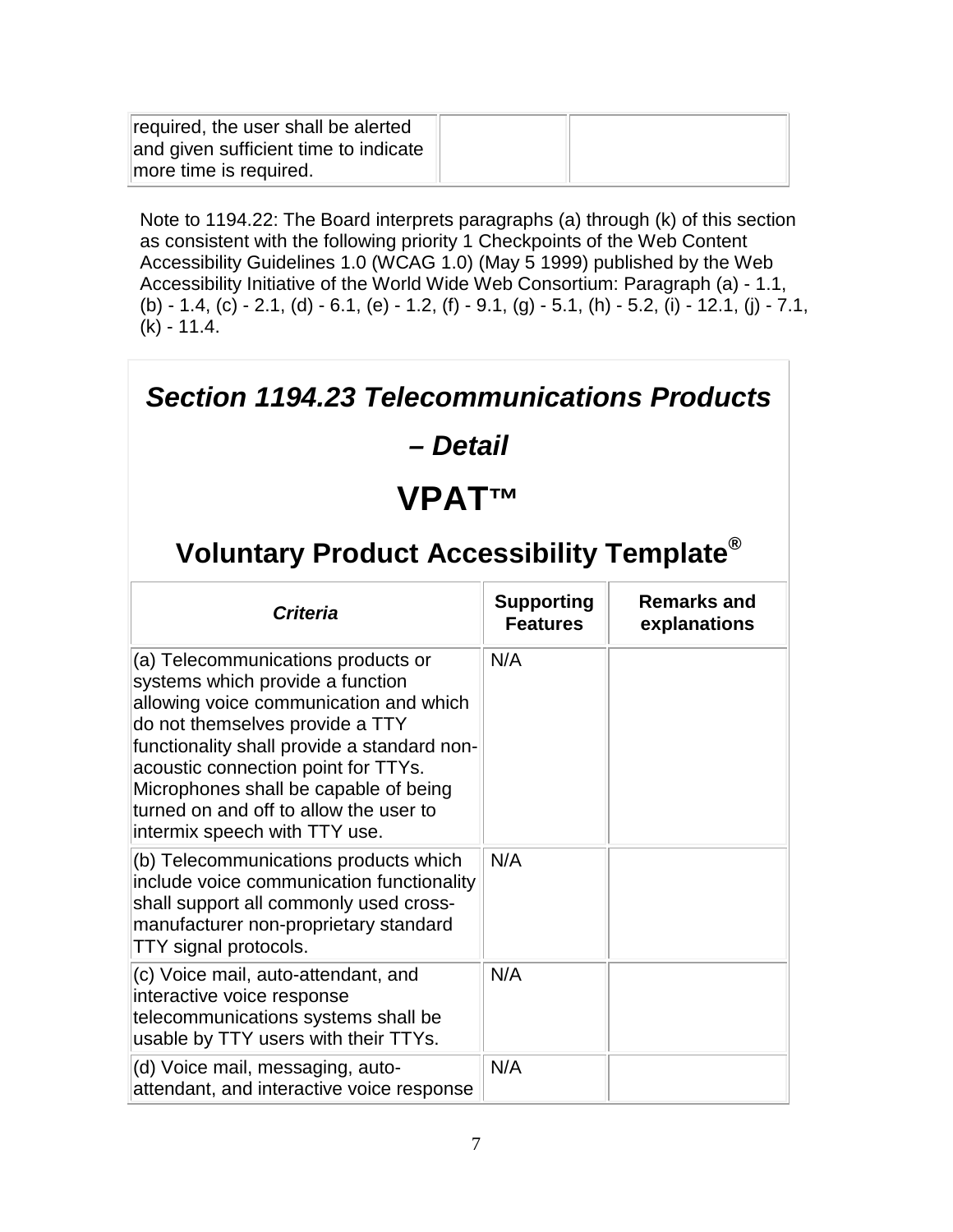| | | |
|---|---|---|
| required, the user shall be alerted and given sufficient time to indicate more time is required. | | |

Note to 1194.22: The Board interprets paragraphs (a) through (k) of this section as consistent with the following priority 1 Checkpoints of the Web Content Accessibility Guidelines 1.0 (WCAG 1.0) (May 5 1999) published by the Web Accessibility Initiative of the World Wide Web Consortium: Paragraph (a) - 1.1, (b) - 1.4, (c) - 2.1, (d) - 6.1, (e) - 1.2, (f) - 9.1, (g) - 5.1, (h) - 5.2, (i) - 12.1, (j) - 7.1, (k) - 11.4.

# *Section 1194.23 Telecommunications Products – Detail*

# VPAT™

## Voluntary Product Accessibility Template®

| *Criteria* | **Supporting Features** | **Remarks and explanations** |
|---|---|---|
| (a) Telecommunications products or systems which provide a function allowing voice communication and which do not themselves provide a TTY functionality shall provide a standard non-acoustic connection point for TTYs. Microphones shall be capable of being turned on and off to allow the user to intermix speech with TTY use. | N/A | |
| (b) Telecommunications products which include voice communication functionality shall support all commonly used cross-manufacturer non-proprietary standard TTY signal protocols. | N/A | |
| (c) Voice mail, auto-attendant, and interactive voice response telecommunications systems shall be usable by TTY users with their TTYs. | N/A | |
| (d) Voice mail, messaging, auto-attendant, and interactive voice response | N/A | |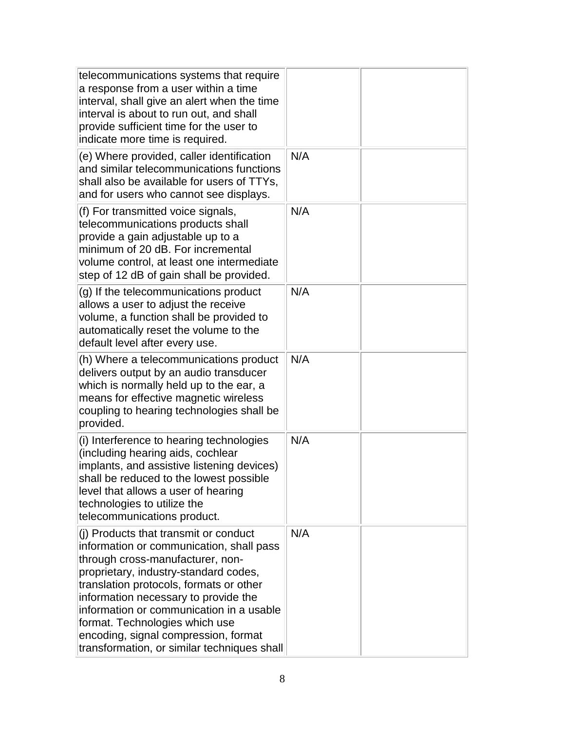| | | |
|---|---|---|
| telecommunications systems that require a response from a user within a time interval, shall give an alert when the time interval is about to run out, and shall provide sufficient time for the user to indicate more time is required. | | |
| (e) Where provided, caller identification and similar telecommunications functions shall also be available for users of TTYs, and for users who cannot see displays. | N/A | |
| (f) For transmitted voice signals, telecommunications products shall provide a gain adjustable up to a minimum of 20 dB. For incremental volume control, at least one intermediate step of 12 dB of gain shall be provided. | N/A | |
| (g) If the telecommunications product allows a user to adjust the receive volume, a function shall be provided to automatically reset the volume to the default level after every use. | N/A | |
| (h) Where a telecommunications product delivers output by an audio transducer which is normally held up to the ear, a means for effective magnetic wireless coupling to hearing technologies shall be provided. | N/A | |
| (i) Interference to hearing technologies (including hearing aids, cochlear implants, and assistive listening devices) shall be reduced to the lowest possible level that allows a user of hearing technologies to utilize the telecommunications product. | N/A | |
| (j) Products that transmit or conduct information or communication, shall pass through cross-manufacturer, non-proprietary, industry-standard codes, translation protocols, formats or other information necessary to provide the information or communication in a usable format. Technologies which use encoding, signal compression, format transformation, or similar techniques shall | N/A | |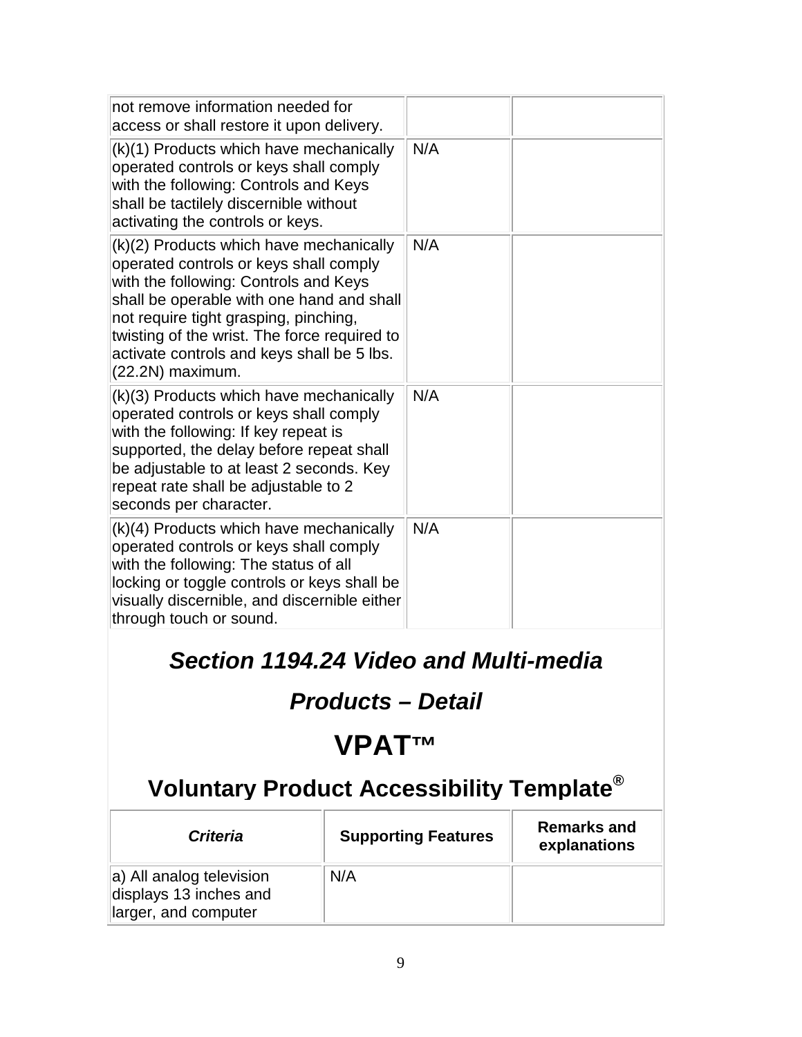| | | |
|---|---|---|
| not remove information needed for access or shall restore it upon delivery. | | |
| (k)(1) Products which have mechanically operated controls or keys shall comply with the following: Controls and Keys shall be tactilely discernible without activating the controls or keys. | N/A | |
| (k)(2) Products which have mechanically operated controls or keys shall comply with the following: Controls and Keys shall be operable with one hand and shall not require tight grasping, pinching, twisting of the wrist. The force required to activate controls and keys shall be 5 lbs. (22.2N) maximum. | N/A | |
| (k)(3) Products which have mechanically operated controls or keys shall comply with the following: If key repeat is supported, the delay before repeat shall be adjustable to at least 2 seconds. Key repeat rate shall be adjustable to 2 seconds per character. | N/A | |
| (k)(4) Products which have mechanically operated controls or keys shall comply with the following: The status of all locking or toggle controls or keys shall be visually discernible, and discernible either through touch or sound. | N/A | |

## *Section 1194.24 Video and Multi-media Products – Detail*

# VPAT™

## Voluntary Product Accessibility Template®

| *Criteria* | Supporting Features | Remarks and explanations |
|---|---|---|
| a) All analog television displays 13 inches and larger, and computer | N/A | |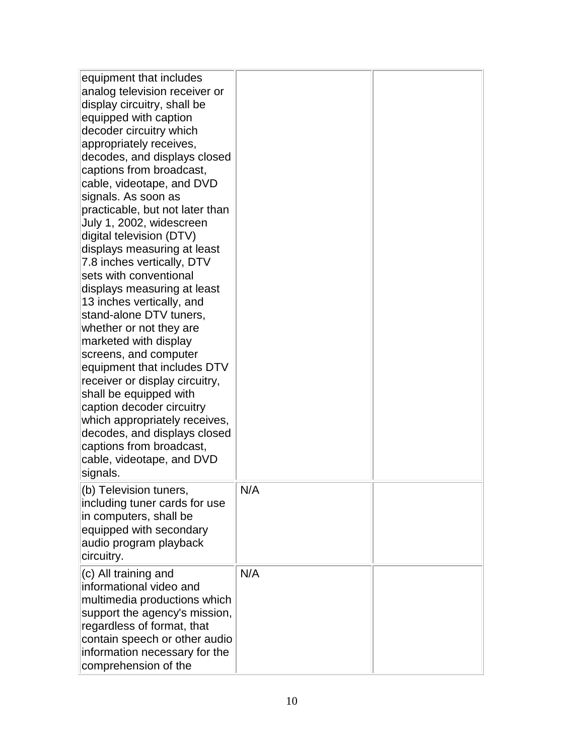| | | |
|---|---|---|
| equipment that includes analog television receiver or display circuitry, shall be equipped with caption decoder circuitry which appropriately receives, decodes, and displays closed captions from broadcast, cable, videotape, and DVD signals. As soon as practicable, but not later than July 1, 2002, widescreen digital television (DTV) displays measuring at least 7.8 inches vertically, DTV sets with conventional displays measuring at least 13 inches vertically, and stand-alone DTV tuners, whether or not they are marketed with display screens, and computer equipment that includes DTV receiver or display circuitry, shall be equipped with caption decoder circuitry which appropriately receives, decodes, and displays closed captions from broadcast, cable, videotape, and DVD signals. | | |
| (b) Television tuners, including tuner cards for use in computers, shall be equipped with secondary audio program playback circuitry. | N/A | |
| (c) All training and informational video and multimedia productions which support the agency's mission, regardless of format, that contain speech or other audio information necessary for the comprehension of the | N/A | |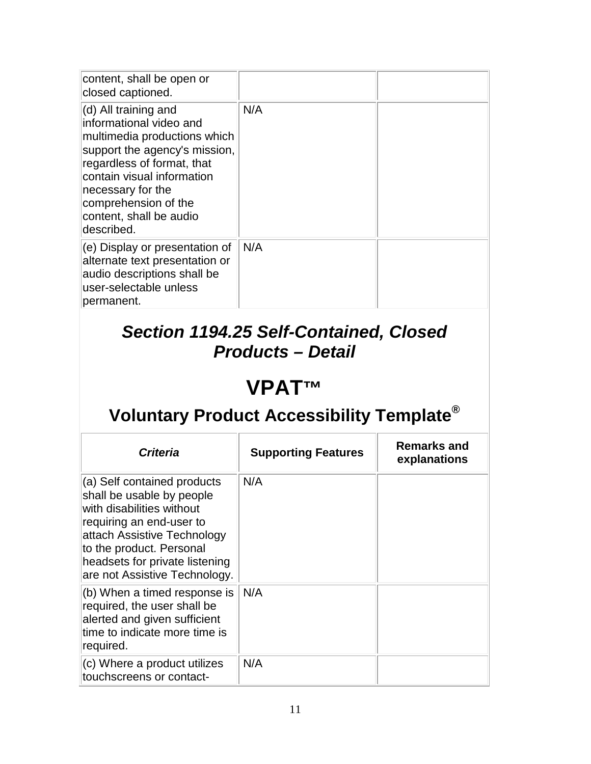| | | |
|---|---|---|
| content, shall be open or closed captioned. | | |
| (d) All training and informational video and multimedia productions which support the agency's mission, regardless of format, that contain visual information necessary for the comprehension of the content, shall be audio described. | N/A | |
| (e) Display or presentation of alternate text presentation or audio descriptions shall be user-selectable unless permanent. | N/A | |

## *Section 1194.25 Self-Contained, Closed Products – Detail*

# VPAT™

## Voluntary Product Accessibility Template®

| *Criteria* | Supporting Features | Remarks and explanations |
|---|---|---|
| (a) Self contained products shall be usable by people with disabilities without requiring an end-user to attach Assistive Technology to the product. Personal headsets for private listening are not Assistive Technology. | N/A | |
| (b) When a timed response is required, the user shall be alerted and given sufficient time to indicate more time is required. | N/A | |
| (c) Where a product utilizes touchscreens or contact- | N/A | |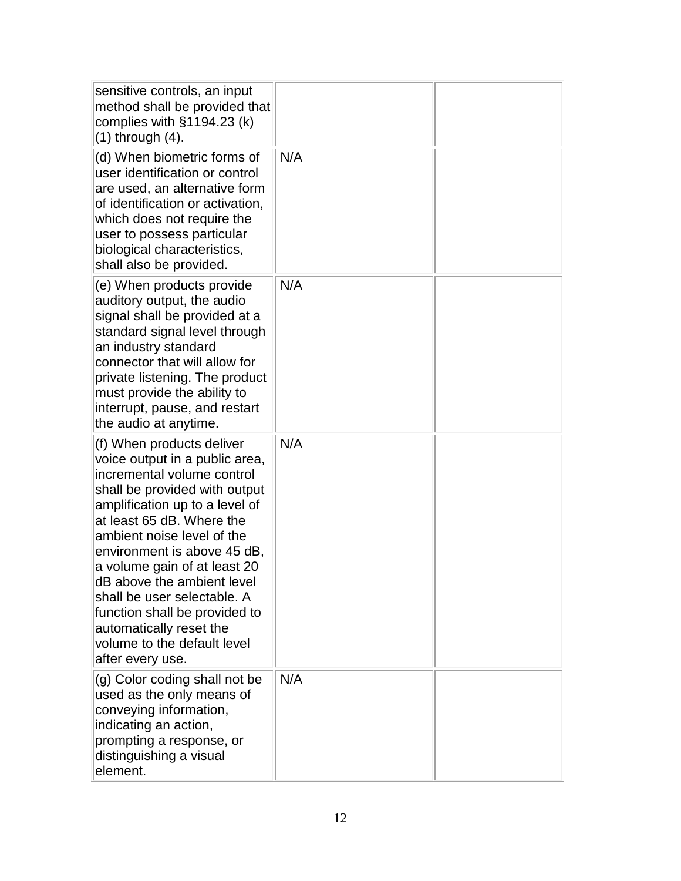| | | |
|---|---|---|
| sensitive controls, an input method shall be provided that complies with §1194.23 (k) (1) through (4). | | |
| (d) When biometric forms of user identification or control are used, an alternative form of identification or activation, which does not require the user to possess particular biological characteristics, shall also be provided. | N/A | |
| (e) When products provide auditory output, the audio signal shall be provided at a standard signal level through an industry standard connector that will allow for private listening. The product must provide the ability to interrupt, pause, and restart the audio at anytime. | N/A | |
| (f) When products deliver voice output in a public area, incremental volume control shall be provided with output amplification up to a level of at least 65 dB. Where the ambient noise level of the environment is above 45 dB, a volume gain of at least 20 dB above the ambient level shall be user selectable. A function shall be provided to automatically reset the volume to the default level after every use. | N/A | |
| (g) Color coding shall not be used as the only means of conveying information, indicating an action, prompting a response, or distinguishing a visual element. | N/A | |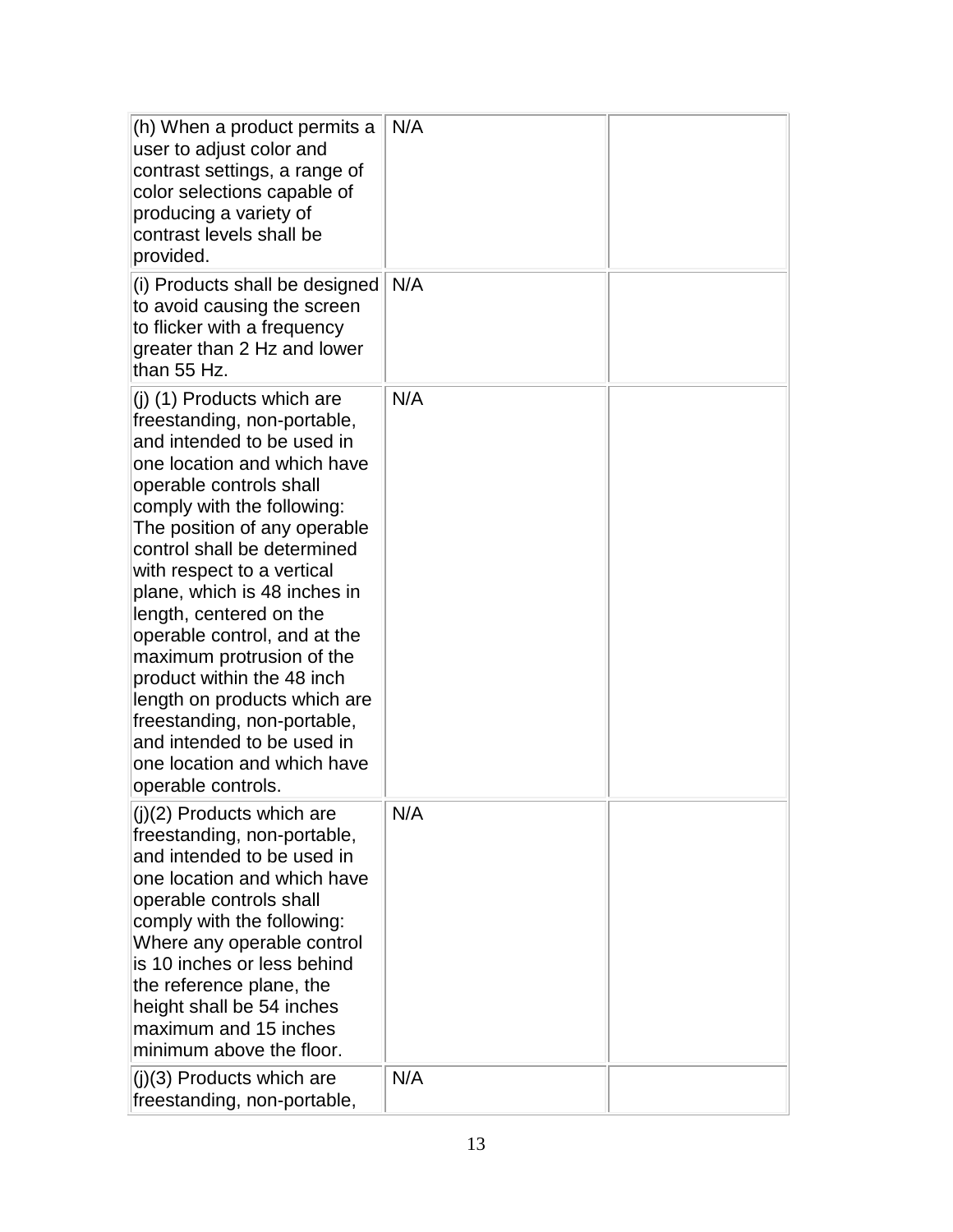| | | |
|---|---|---|
| (h) When a product permits a user to adjust color and contrast settings, a range of color selections capable of producing a variety of contrast levels shall be provided. | N/A | |
| (i) Products shall be designed to avoid causing the screen to flicker with a frequency greater than 2 Hz and lower than 55 Hz. | N/A | |
| (j) (1) Products which are freestanding, non-portable, and intended to be used in one location and which have operable controls shall comply with the following: The position of any operable control shall be determined with respect to a vertical plane, which is 48 inches in length, centered on the operable control, and at the maximum protrusion of the product within the 48 inch length on products which are freestanding, non-portable, and intended to be used in one location and which have operable controls. | N/A | |
| (j)(2) Products which are freestanding, non-portable, and intended to be used in one location and which have operable controls shall comply with the following: Where any operable control is 10 inches or less behind the reference plane, the height shall be 54 inches maximum and 15 inches minimum above the floor. | N/A | |
| (j)(3) Products which are freestanding, non-portable, | N/A | |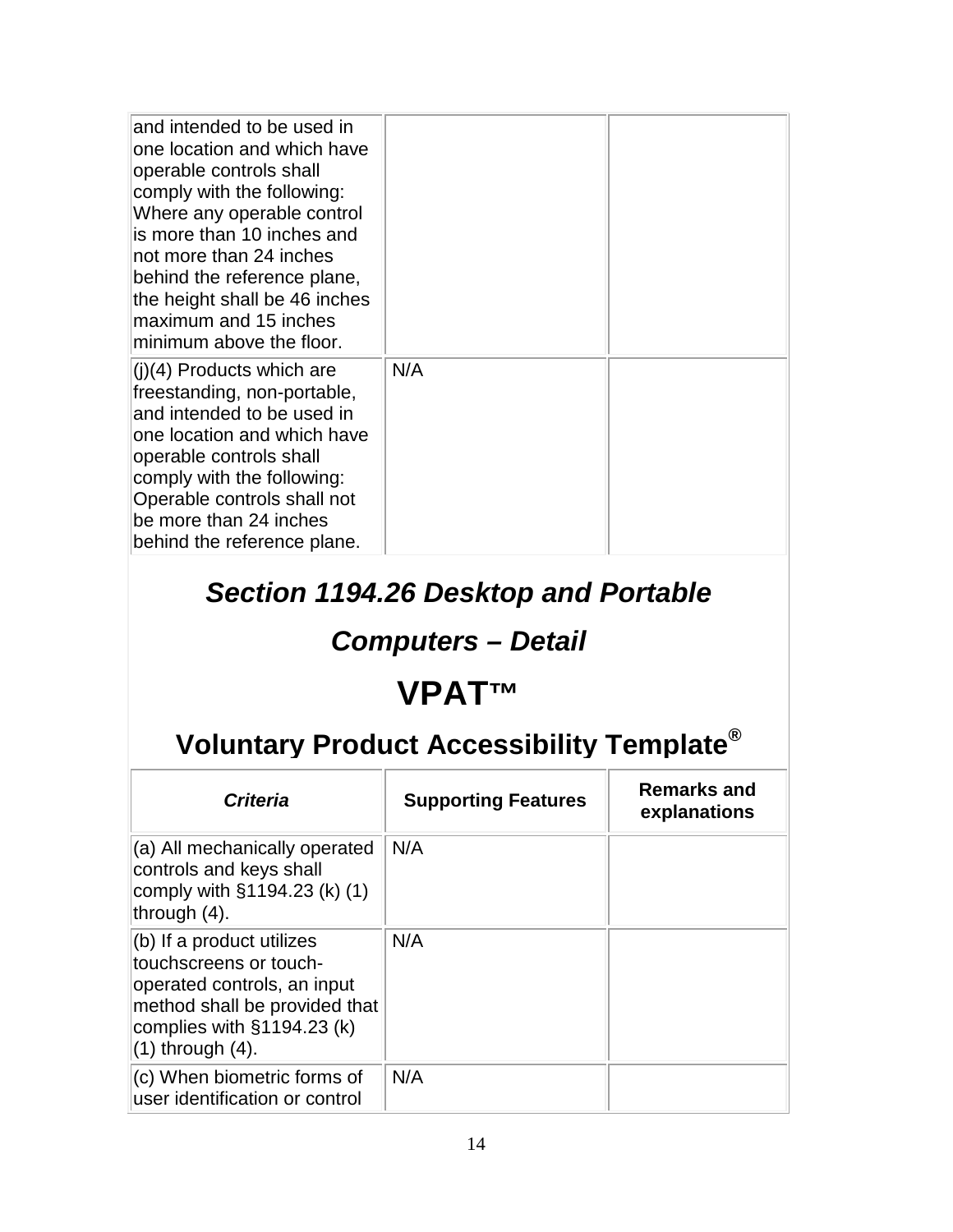| | | |
|---|---|---|
| and intended to be used in one location and which have operable controls shall comply with the following: Where any operable control is more than 10 inches and not more than 24 inches behind the reference plane, the height shall be 46 inches maximum and 15 inches minimum above the floor. | | |
| (j)(4) Products which are freestanding, non-portable, and intended to be used in one location and which have operable controls shall comply with the following: Operable controls shall not be more than 24 inches behind the reference plane. | N/A | |

## *Section 1194.26 Desktop and Portable Computers – Detail*

# VPAT™

## Voluntary Product Accessibility Template®

| *Criteria* | Supporting Features | Remarks and explanations |
|---|---|---|
| (a) All mechanically operated controls and keys shall comply with §1194.23 (k) (1) through (4). | N/A | |
| (b) If a product utilizes touchscreens or touch-operated controls, an input method shall be provided that complies with §1194.23 (k) (1) through (4). | N/A | |
| (c) When biometric forms of user identification or control | N/A | |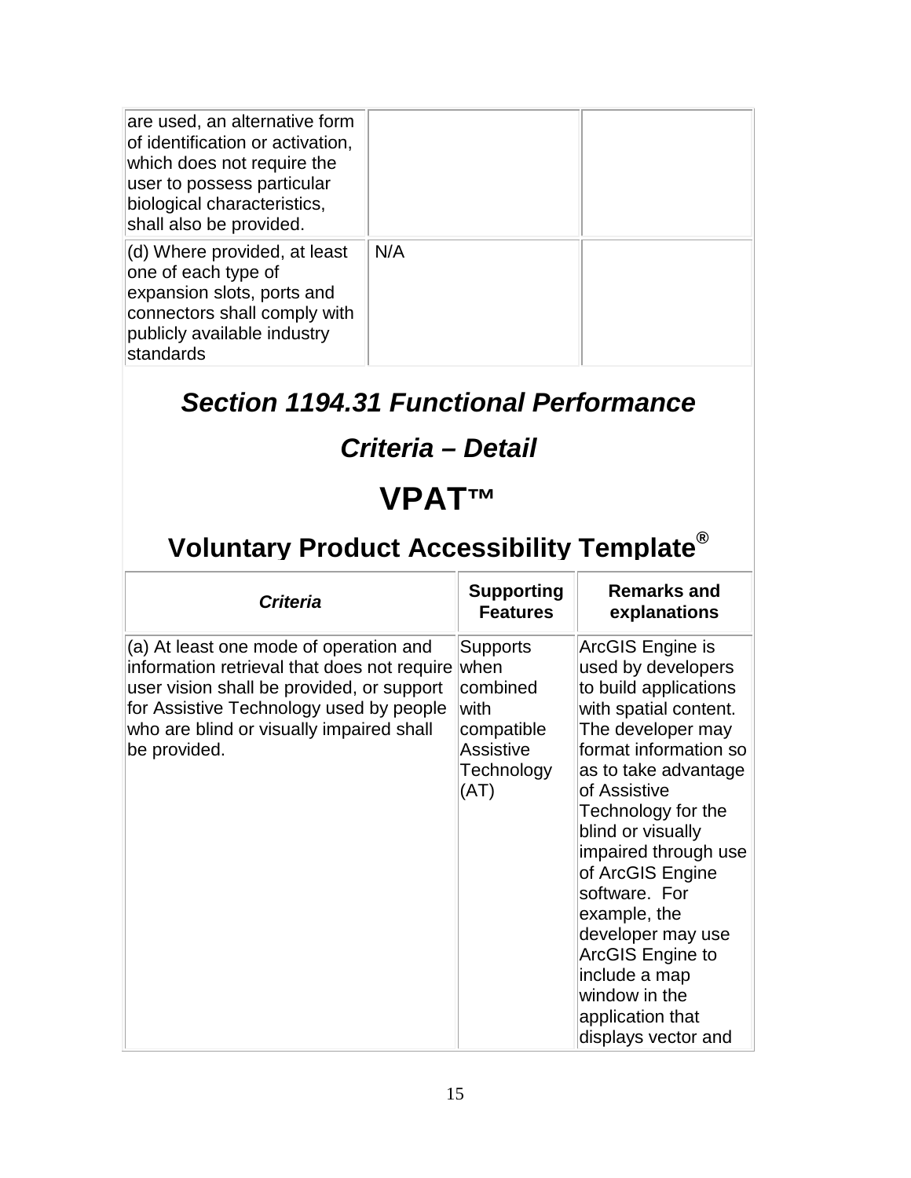| | | |
|---|---|---|
| are used, an alternative form of identification or activation, which does not require the user to possess particular biological characteristics, shall also be provided. | | |
| (d) Where provided, at least one of each type of expansion slots, ports and connectors shall comply with publicly available industry standards | N/A | |

## *Section 1194.31 Functional Performance Criteria – Detail*

# VPAT™

## Voluntary Product Accessibility Template®

| *Criteria* | Supporting Features | Remarks and explanations |
|---|---|---|
| (a) At least one mode of operation and information retrieval that does not require user vision shall be provided, or support for Assistive Technology used by people who are blind or visually impaired shall be provided. | Supports when combined with compatible Assistive Technology (AT) | ArcGIS Engine is used by developers to build applications with spatial content. The developer may format information so as to take advantage of Assistive Technology for the blind or visually impaired through use of ArcGIS Engine software. For example, the developer may use ArcGIS Engine to include a map window in the application that displays vector and |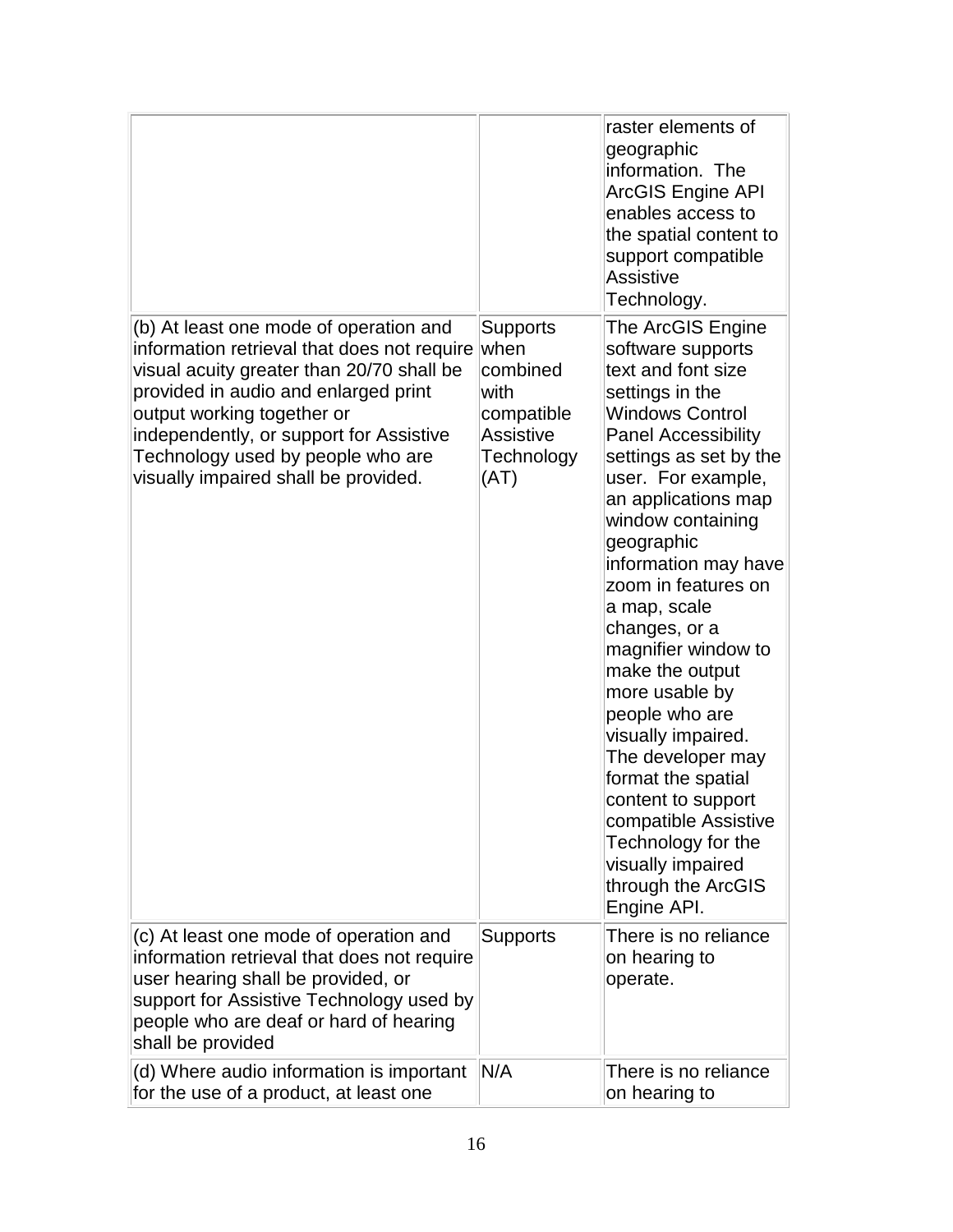| | | |
|---|---|---|
| | | raster elements of geographic information. The ArcGIS Engine API enables access to the spatial content to support compatible Assistive Technology. |
| (b) At least one mode of operation and information retrieval that does not require visual acuity greater than 20/70 shall be provided in audio and enlarged print output working together or independently, or support for Assistive Technology used by people who are visually impaired shall be provided. | Supports when combined with compatible Assistive Technology (AT) | The ArcGIS Engine software supports text and font size settings in the Windows Control Panel Accessibility settings as set by the user. For example, an applications map window containing geographic information may have zoom in features on a map, scale changes, or a magnifier window to make the output more usable by people who are visually impaired. The developer may format the spatial content to support compatible Assistive Technology for the visually impaired through the ArcGIS Engine API. |
| (c) At least one mode of operation and information retrieval that does not require user hearing shall be provided, or support for Assistive Technology used by people who are deaf or hard of hearing shall be provided | Supports | There is no reliance on hearing to operate. |
| (d) Where audio information is important for the use of a product, at least one | N/A | There is no reliance on hearing to |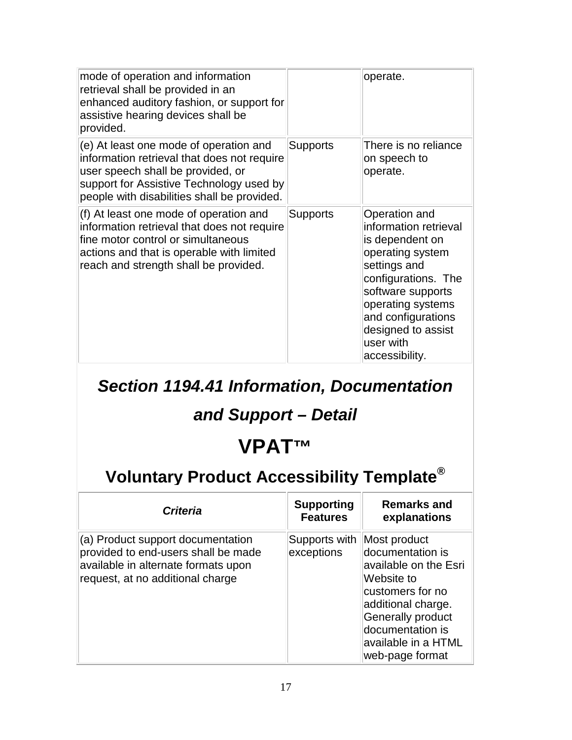| | | |
|---|---|---|
| mode of operation and information retrieval shall be provided in an enhanced auditory fashion, or support for assistive hearing devices shall be provided. | | operate. |
| (e) At least one mode of operation and information retrieval that does not require user speech shall be provided, or support for Assistive Technology used by people with disabilities shall be provided. | Supports | There is no reliance on speech to operate. |
| (f) At least one mode of operation and information retrieval that does not require fine motor control or simultaneous actions and that is operable with limited reach and strength shall be provided. | Supports | Operation and information retrieval is dependent on operating system settings and configurations. The software supports operating systems and configurations designed to assist user with accessibility. |

## *Section 1194.41 Information, Documentation and Support – Detail*

# VPAT™

## Voluntary Product Accessibility Template®

| *Criteria* | Supporting Features | Remarks and explanations |
|---|---|---|
| (a) Product support documentation provided to end-users shall be made available in alternate formats upon request, at no additional charge | Supports with exceptions | Most product documentation is available on the Esri Website to customers for no additional charge. Generally product documentation is available in a HTML web-page format |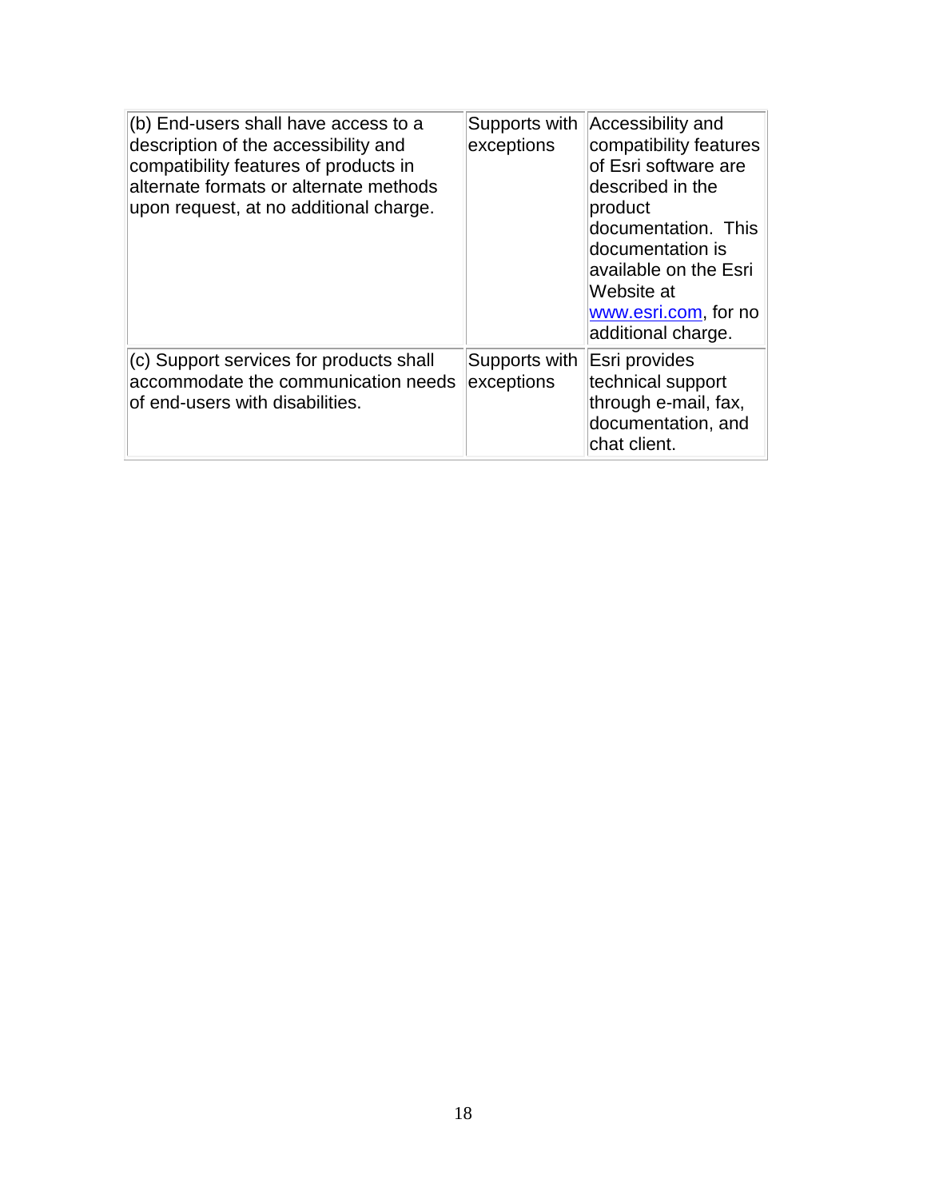| | | |
|---|---|---|
| (b) End-users shall have access to a description of the accessibility and compatibility features of products in alternate formats or alternate methods upon request, at no additional charge. | Supports with exceptions | Accessibility and compatibility features of Esri software are described in the product documentation. This documentation is available on the Esri Website at [www.esri.com](http://www.esri.com), for no additional charge. |
| (c) Support services for products shall accommodate the communication needs of end-users with disabilities. | Supports with exceptions | Esri provides technical support through e-mail, fax, documentation, and chat client. |